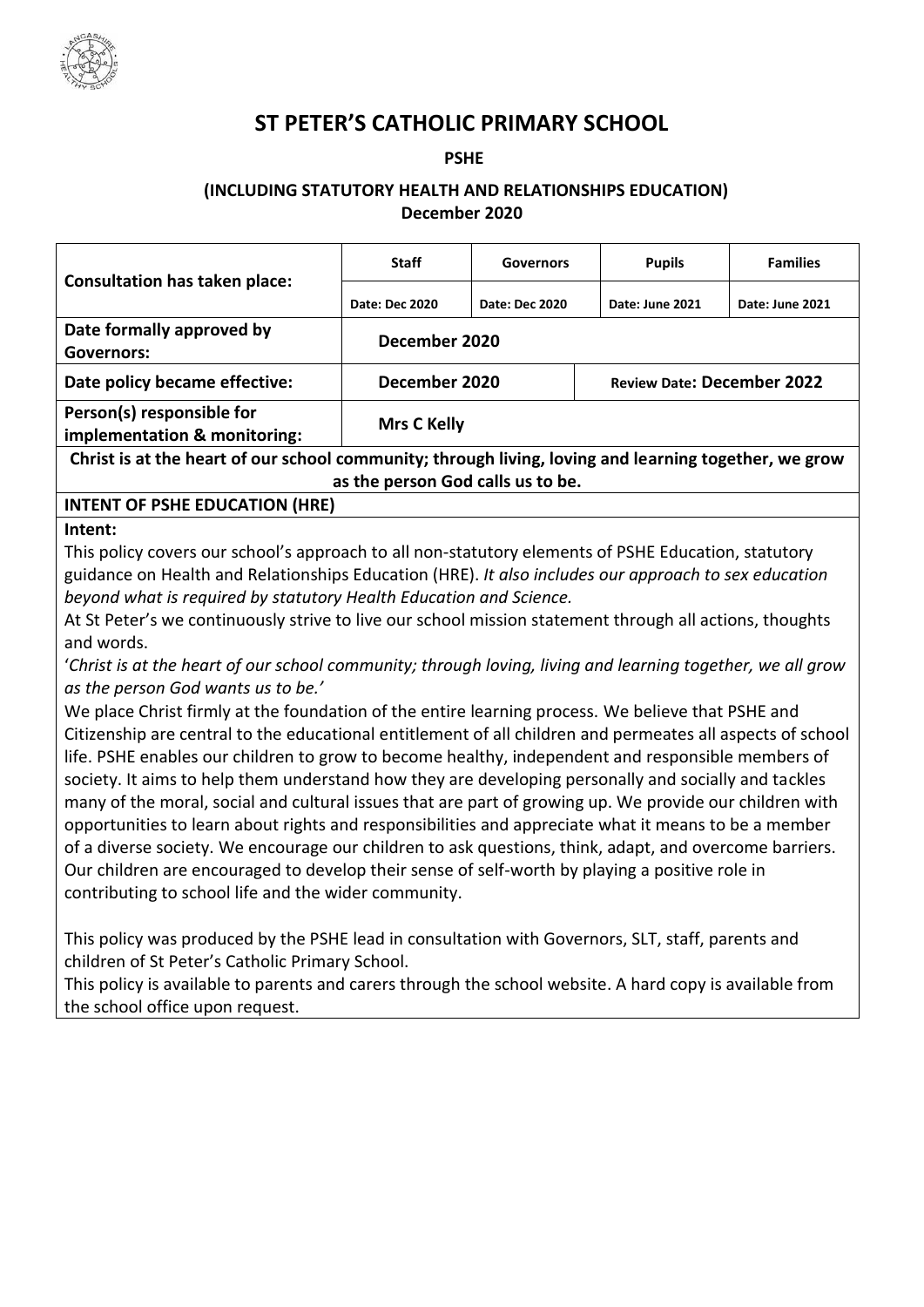# ST PETER'S CATHOLIC PRIMARY SCHOOL

**PSHE**

**(INCLUDING STATUTORY HEALTH AND RELATIONSHIPS EDUCATION)**
**December 2020**

| Consultation has taken place: | Staff | Governors | Pupils | Families |
|---|---|---|---|---|
| | Date: Dec 2020 | Date: Dec 2020 | Date: June 2021 | Date: June 2021 |
| **Date formally approved by Governors:** | December 2020 | | | |
| **Date policy became effective:** | December 2020 | | Review Date: December 2022 | |
| **Person(s) responsible for implementation & monitoring:** | Mrs C Kelly | | | |

**Christ is at the heart of our school community; through living, loving and learning together, we grow as the person God calls us to be.**

**INTENT OF PSHE EDUCATION (HRE)**

**Intent:**

This policy covers our school's approach to all non-statutory elements of PSHE Education, statutory guidance on Health and Relationships Education (HRE). *It also includes our approach to sex education beyond what is required by statutory Health Education and Science.*

At St Peter's we continuously strive to live our school mission statement through all actions, thoughts and words.

'*Christ is at the heart of our school community; through loving, living and learning together, we all grow as the person God wants us to be.'*

We place Christ firmly at the foundation of the entire learning process. We believe that PSHE and Citizenship are central to the educational entitlement of all children and permeates all aspects of school life. PSHE enables our children to grow to become healthy, independent and responsible members of society. It aims to help them understand how they are developing personally and socially and tackles many of the moral, social and cultural issues that are part of growing up. We provide our children with opportunities to learn about rights and responsibilities and appreciate what it means to be a member of a diverse society. We encourage our children to ask questions, think, adapt, and overcome barriers. Our children are encouraged to develop their sense of self-worth by playing a positive role in contributing to school life and the wider community.

This policy was produced by the PSHE lead in consultation with Governors, SLT, staff, parents and children of St Peter's Catholic Primary School.

This policy is available to parents and carers through the school website. A hard copy is available from the school office upon request.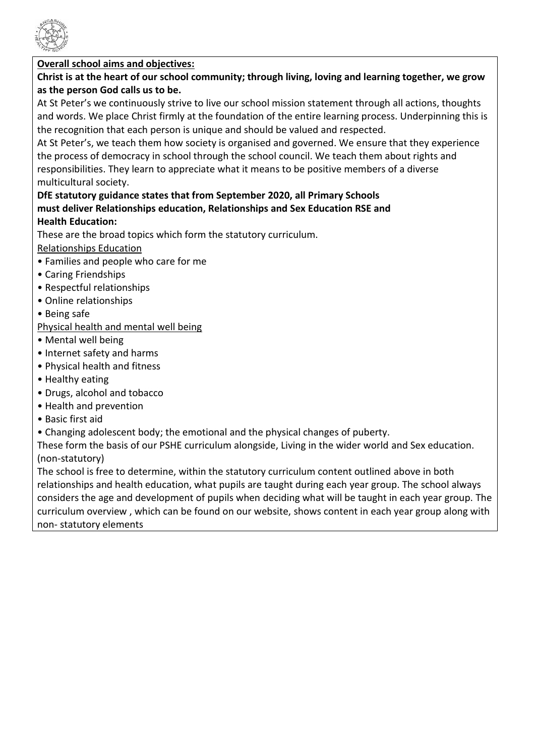**<u>Overall school aims and objectives:</u>**

**Christ is at the heart of our school community; through living, loving and learning together, we grow as the person God calls us to be.**

At St Peter's we continuously strive to live our school mission statement through all actions, thoughts and words. We place Christ firmly at the foundation of the entire learning process. Underpinning this is the recognition that each person is unique and should be valued and respected.

At St Peter's, we teach them how society is organised and governed. We ensure that they experience the process of democracy in school through the school council. We teach them about rights and responsibilities. They learn to appreciate what it means to be positive members of a diverse multicultural society.

**DfE statutory guidance states that from September 2020, all Primary Schools must deliver Relationships education, Relationships and Sex Education RSE and Health Education:**

These are the broad topics which form the statutory curriculum.

<u>Relationships Education</u>

- Families and people who care for me
- Caring Friendships
- Respectful relationships
- Online relationships
- Being safe

<u>Physical health and mental well being</u>

- Mental well being
- Internet safety and harms
- Physical health and fitness
- Healthy eating
- Drugs, alcohol and tobacco
- Health and prevention
- Basic first aid
- Changing adolescent body; the emotional and the physical changes of puberty.

These form the basis of our PSHE curriculum alongside, Living in the wider world and Sex education. (non-statutory)

The school is free to determine, within the statutory curriculum content outlined above in both relationships and health education, what pupils are taught during each year group. The school always considers the age and development of pupils when deciding what will be taught in each year group. The curriculum overview , which can be found on our website, shows content in each year group along with non- statutory elements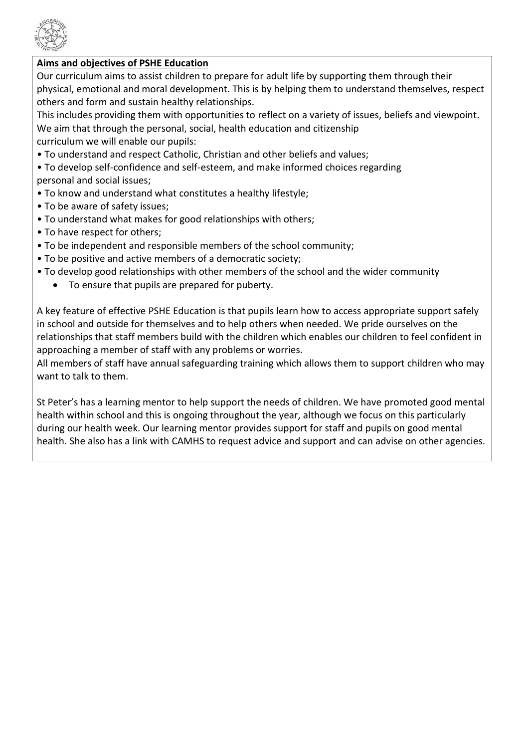**Aims and objectives of PSHE Education**

Our curriculum aims to assist children to prepare for adult life by supporting them through their physical, emotional and moral development. This is by helping them to understand themselves, respect others and form and sustain healthy relationships.

This includes providing them with opportunities to reflect on a variety of issues, beliefs and viewpoint. We aim that through the personal, social, health education and citizenship curriculum we will enable our pupils:

- To understand and respect Catholic, Christian and other beliefs and values;
- To develop self-confidence and self-esteem, and make informed choices regarding personal and social issues;
- To know and understand what constitutes a healthy lifestyle;
- To be aware of safety issues;
- To understand what makes for good relationships with others;
- To have respect for others;
- To be independent and responsible members of the school community;
- To be positive and active members of a democratic society;
- To develop good relationships with other members of the school and the wider community
    - To ensure that pupils are prepared for puberty.

A key feature of effective PSHE Education is that pupils learn how to access appropriate support safely in school and outside for themselves and to help others when needed. We pride ourselves on the relationships that staff members build with the children which enables our children to feel confident in approaching a member of staff with any problems or worries.

All members of staff have annual safeguarding training which allows them to support children who may want to talk to them.

St Peter's has a learning mentor to help support the needs of children. We have promoted good mental health within school and this is ongoing throughout the year, although we focus on this particularly during our health week. Our learning mentor provides support for staff and pupils on good mental health. She also has a link with CAMHS to request advice and support and can advise on other agencies.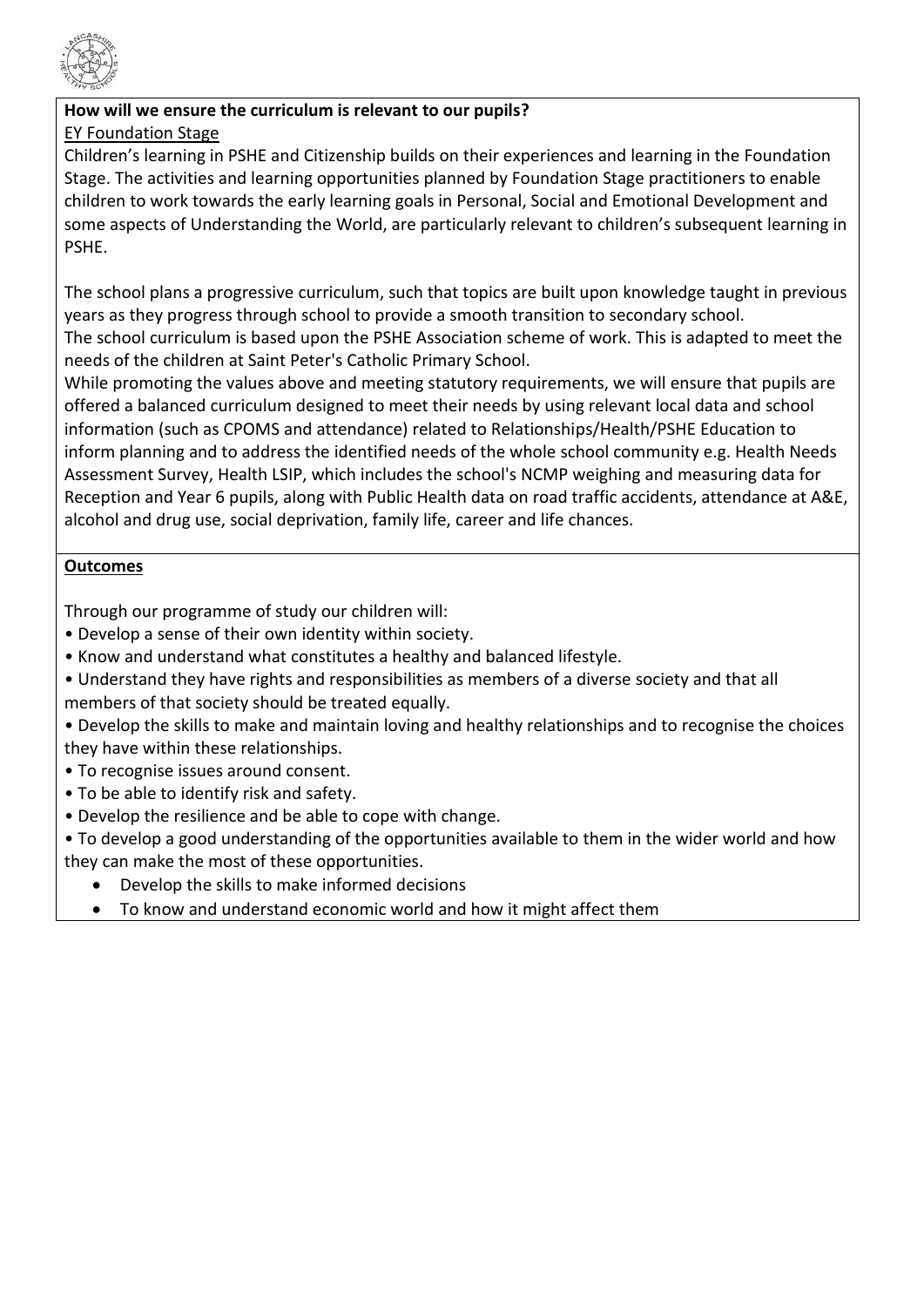**How will we ensure the curriculum is relevant to our pupils?**

EY Foundation Stage

Children's learning in PSHE and Citizenship builds on their experiences and learning in the Foundation Stage. The activities and learning opportunities planned by Foundation Stage practitioners to enable children to work towards the early learning goals in Personal, Social and Emotional Development and some aspects of Understanding the World, are particularly relevant to children's subsequent learning in PSHE.

The school plans a progressive curriculum, such that topics are built upon knowledge taught in previous years as they progress through school to provide a smooth transition to secondary school.
The school curriculum is based upon the PSHE Association scheme of work. This is adapted to meet the needs of the children at Saint Peter's Catholic Primary School.
While promoting the values above and meeting statutory requirements, we will ensure that pupils are offered a balanced curriculum designed to meet their needs by using relevant local data and school information (such as CPOMS and attendance) related to Relationships/Health/PSHE Education to inform planning and to address the identified needs of the whole school community e.g. Health Needs Assessment Survey, Health LSIP, which includes the school's NCMP weighing and measuring data for Reception and Year 6 pupils, along with Public Health data on road traffic accidents, attendance at A&E, alcohol and drug use, social deprivation, family life, career and life chances.

**Outcomes**

Through our programme of study our children will:

- Develop a sense of their own identity within society.
- Know and understand what constitutes a healthy and balanced lifestyle.
- Understand they have rights and responsibilities as members of a diverse society and that all members of that society should be treated equally.
- Develop the skills to make and maintain loving and healthy relationships and to recognise the choices they have within these relationships.
- To recognise issues around consent.
- To be able to identify risk and safety.
- Develop the resilience and be able to cope with change.
- To develop a good understanding of the opportunities available to them in the wider world and how they can make the most of these opportunities.
  - Develop the skills to make informed decisions
  - To know and understand economic world and how it might affect them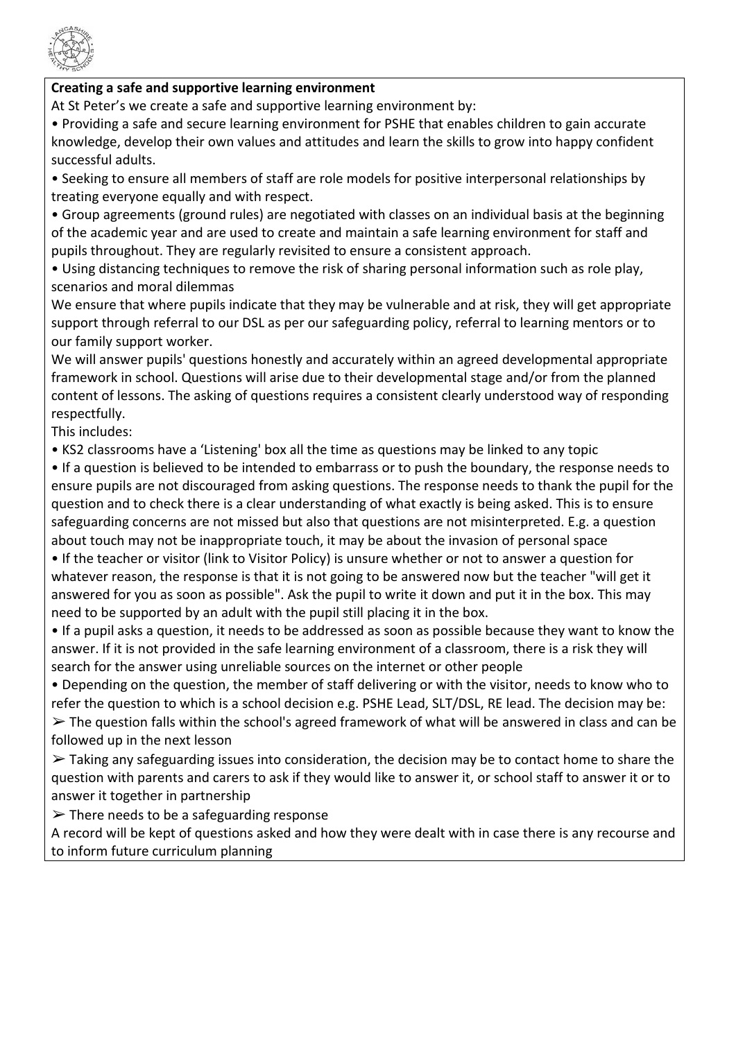**Creating a safe and supportive learning environment**

At St Peter's we create a safe and supportive learning environment by:

- Providing a safe and secure learning environment for PSHE that enables children to gain accurate knowledge, develop their own values and attitudes and learn the skills to grow into happy confident successful adults.
- Seeking to ensure all members of staff are role models for positive interpersonal relationships by treating everyone equally and with respect.
- Group agreements (ground rules) are negotiated with classes on an individual basis at the beginning of the academic year and are used to create and maintain a safe learning environment for staff and pupils throughout. They are regularly revisited to ensure a consistent approach.
- Using distancing techniques to remove the risk of sharing personal information such as role play, scenarios and moral dilemmas

We ensure that where pupils indicate that they may be vulnerable and at risk, they will get appropriate support through referral to our DSL as per our safeguarding policy, referral to learning mentors or to our family support worker.

We will answer pupils' questions honestly and accurately within an agreed developmental appropriate framework in school. Questions will arise due to their developmental stage and/or from the planned content of lessons. The asking of questions requires a consistent clearly understood way of responding respectfully.

This includes:

- KS2 classrooms have a 'Listening' box all the time as questions may be linked to any topic
- If a question is believed to be intended to embarrass or to push the boundary, the response needs to ensure pupils are not discouraged from asking questions. The response needs to thank the pupil for the question and to check there is a clear understanding of what exactly is being asked. This is to ensure safeguarding concerns are not missed but also that questions are not misinterpreted. E.g. a question about touch may not be inappropriate touch, it may be about the invasion of personal space
- If the teacher or visitor (link to Visitor Policy) is unsure whether or not to answer a question for whatever reason, the response is that it is not going to be answered now but the teacher "will get it answered for you as soon as possible". Ask the pupil to write it down and put it in the box. This may need to be supported by an adult with the pupil still placing it in the box.
- If a pupil asks a question, it needs to be addressed as soon as possible because they want to know the answer. If it is not provided in the safe learning environment of a classroom, there is a risk they will search for the answer using unreliable sources on the internet or other people
- Depending on the question, the member of staff delivering or with the visitor, needs to know who to refer the question to which is a school decision e.g. PSHE Lead, SLT/DSL, RE lead. The decision may be:
  - ➢ The question falls within the school's agreed framework of what will be answered in class and can be followed up in the next lesson
  - ➢ Taking any safeguarding issues into consideration, the decision may be to contact home to share the question with parents and carers to ask if they would like to answer it, or school staff to answer it or to answer it together in partnership
  - ➢ There needs to be a safeguarding response

A record will be kept of questions asked and how they were dealt with in case there is any recourse and to inform future curriculum planning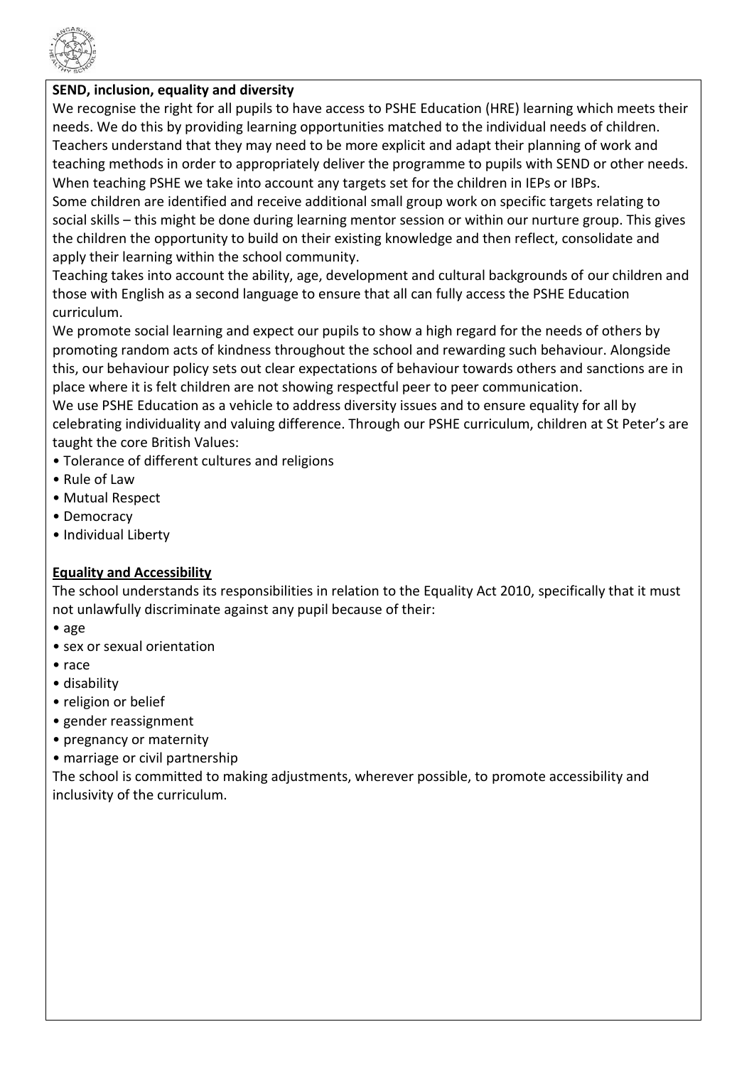**SEND, inclusion, equality and diversity**

We recognise the right for all pupils to have access to PSHE Education (HRE) learning which meets their needs. We do this by providing learning opportunities matched to the individual needs of children. Teachers understand that they may need to be more explicit and adapt their planning of work and teaching methods in order to appropriately deliver the programme to pupils with SEND or other needs. When teaching PSHE we take into account any targets set for the children in IEPs or IBPs.

Some children are identified and receive additional small group work on specific targets relating to social skills – this might be done during learning mentor session or within our nurture group. This gives the children the opportunity to build on their existing knowledge and then reflect, consolidate and apply their learning within the school community.

Teaching takes into account the ability, age, development and cultural backgrounds of our children and those with English as a second language to ensure that all can fully access the PSHE Education curriculum.

We promote social learning and expect our pupils to show a high regard for the needs of others by promoting random acts of kindness throughout the school and rewarding such behaviour. Alongside this, our behaviour policy sets out clear expectations of behaviour towards others and sanctions are in place where it is felt children are not showing respectful peer to peer communication.

We use PSHE Education as a vehicle to address diversity issues and to ensure equality for all by celebrating individuality and valuing difference. Through our PSHE curriculum, children at St Peter's are taught the core British Values:

- Tolerance of different cultures and religions
- Rule of Law
- Mutual Respect
- Democracy
- Individual Liberty

**Equality and Accessibility**

The school understands its responsibilities in relation to the Equality Act 2010, specifically that it must not unlawfully discriminate against any pupil because of their:

- age
- sex or sexual orientation
- race
- disability
- religion or belief
- gender reassignment
- pregnancy or maternity
- marriage or civil partnership

The school is committed to making adjustments, wherever possible, to promote accessibility and inclusivity of the curriculum.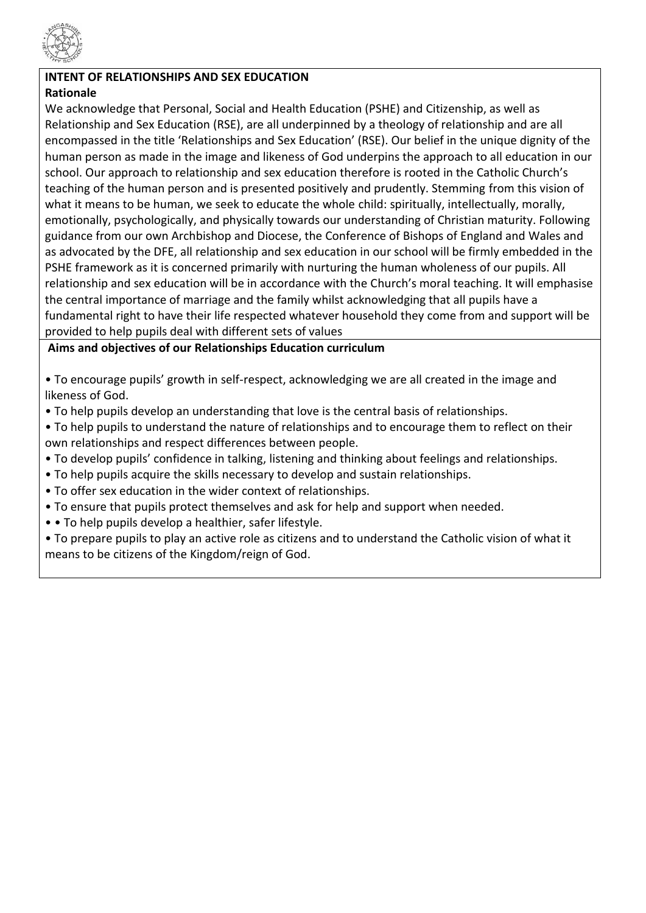**INTENT OF RELATIONSHIPS AND SEX EDUCATION**

**Rationale**

We acknowledge that Personal, Social and Health Education (PSHE) and Citizenship, as well as Relationship and Sex Education (RSE), are all underpinned by a theology of relationship and are all encompassed in the title 'Relationships and Sex Education' (RSE). Our belief in the unique dignity of the human person as made in the image and likeness of God underpins the approach to all education in our school. Our approach to relationship and sex education therefore is rooted in the Catholic Church's teaching of the human person and is presented positively and prudently. Stemming from this vision of what it means to be human, we seek to educate the whole child: spiritually, intellectually, morally, emotionally, psychologically, and physically towards our understanding of Christian maturity. Following guidance from our own Archbishop and Diocese, the Conference of Bishops of England and Wales and as advocated by the DFE, all relationship and sex education in our school will be firmly embedded in the PSHE framework as it is concerned primarily with nurturing the human wholeness of our pupils. All relationship and sex education will be in accordance with the Church's moral teaching. It will emphasise the central importance of marriage and the family whilst acknowledging that all pupils have a fundamental right to have their life respected whatever household they come from and support will be provided to help pupils deal with different sets of values

**Aims and objectives of our Relationships Education curriculum**

- To encourage pupils' growth in self-respect, acknowledging we are all created in the image and likeness of God.
- To help pupils develop an understanding that love is the central basis of relationships.
- To help pupils to understand the nature of relationships and to encourage them to reflect on their own relationships and respect differences between people.
- To develop pupils' confidence in talking, listening and thinking about feelings and relationships.
- To help pupils acquire the skills necessary to develop and sustain relationships.
- To offer sex education in the wider context of relationships.
- To ensure that pupils protect themselves and ask for help and support when needed.
- • To help pupils develop a healthier, safer lifestyle.
- To prepare pupils to play an active role as citizens and to understand the Catholic vision of what it means to be citizens of the Kingdom/reign of God.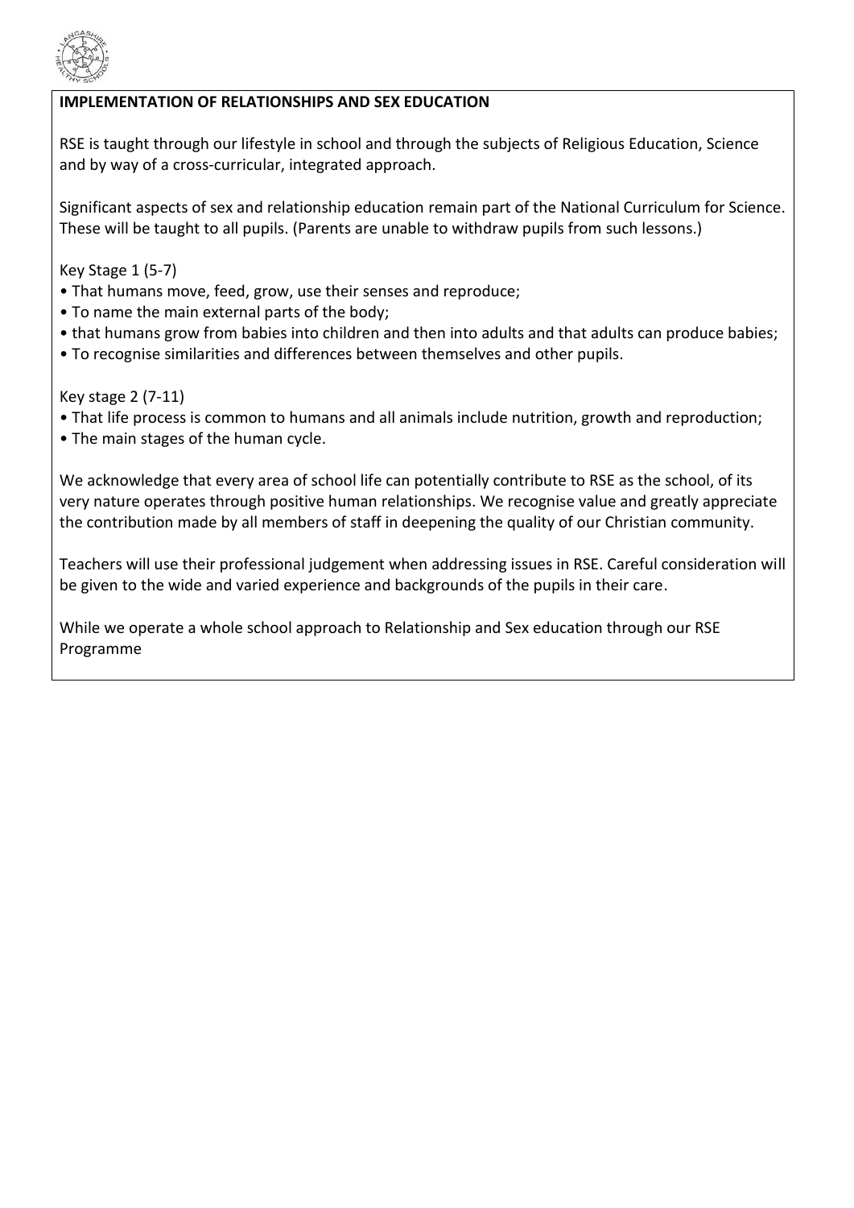**IMPLEMENTATION OF RELATIONSHIPS AND SEX EDUCATION**

RSE is taught through our lifestyle in school and through the subjects of Religious Education, Science and by way of a cross-curricular, integrated approach.

Significant aspects of sex and relationship education remain part of the National Curriculum for Science. These will be taught to all pupils. (Parents are unable to withdraw pupils from such lessons.)

Key Stage 1 (5-7)

- That humans move, feed, grow, use their senses and reproduce;
- To name the main external parts of the body;
- that humans grow from babies into children and then into adults and that adults can produce babies;
- To recognise similarities and differences between themselves and other pupils.

Key stage 2 (7-11)

- That life process is common to humans and all animals include nutrition, growth and reproduction;
- The main stages of the human cycle.

We acknowledge that every area of school life can potentially contribute to RSE as the school, of its very nature operates through positive human relationships. We recognise value and greatly appreciate the contribution made by all members of staff in deepening the quality of our Christian community.

Teachers will use their professional judgement when addressing issues in RSE. Careful consideration will be given to the wide and varied experience and backgrounds of the pupils in their care.

While we operate a whole school approach to Relationship and Sex education through our RSE Programme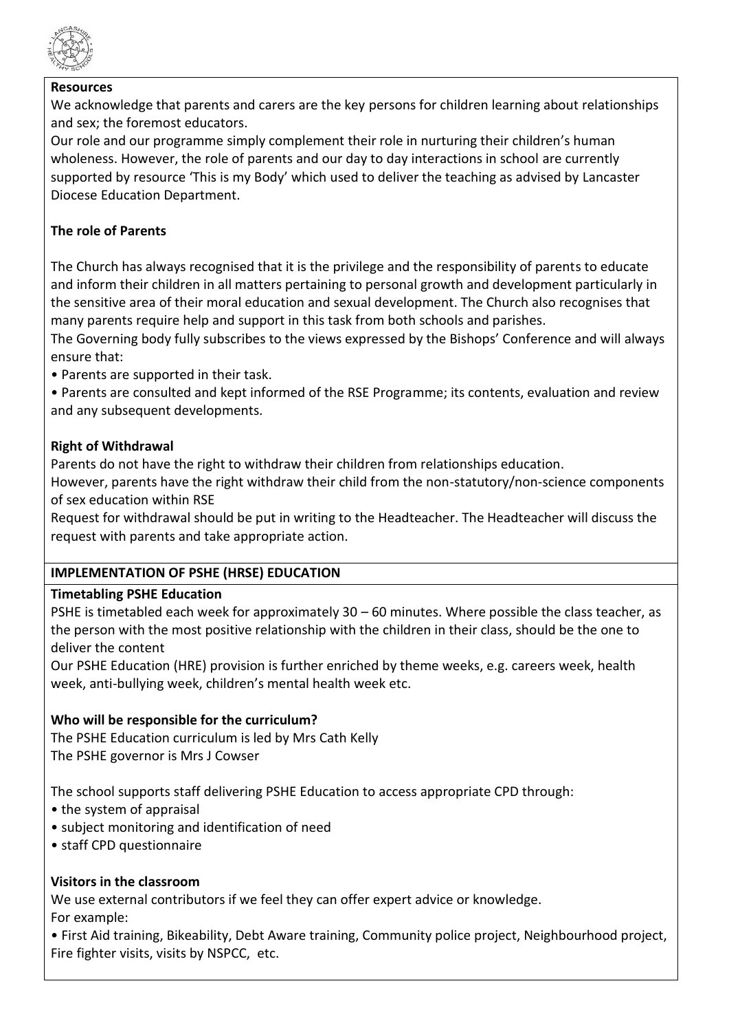**Resources**

We acknowledge that parents and carers are the key persons for children learning about relationships and sex; the foremost educators.

Our role and our programme simply complement their role in nurturing their children's human wholeness. However, the role of parents and our day to day interactions in school are currently supported by resource 'This is my Body' which used to deliver the teaching as advised by Lancaster Diocese Education Department.

**The role of Parents**

The Church has always recognised that it is the privilege and the responsibility of parents to educate and inform their children in all matters pertaining to personal growth and development particularly in the sensitive area of their moral education and sexual development. The Church also recognises that many parents require help and support in this task from both schools and parishes.

The Governing body fully subscribes to the views expressed by the Bishops' Conference and will always ensure that:

- Parents are supported in their task.
- Parents are consulted and kept informed of the RSE Programme; its contents, evaluation and review and any subsequent developments.

**Right of Withdrawal**

Parents do not have the right to withdraw their children from relationships education.

However, parents have the right withdraw their child from the non-statutory/non-science components of sex education within RSE

Request for withdrawal should be put in writing to the Headteacher. The Headteacher will discuss the request with parents and take appropriate action.

## IMPLEMENTATION OF PSHE (HRSE) EDUCATION

**Timetabling PSHE Education**

PSHE is timetabled each week for approximately 30 – 60 minutes. Where possible the class teacher, as the person with the most positive relationship with the children in their class, should be the one to deliver the content

Our PSHE Education (HRE) provision is further enriched by theme weeks, e.g. careers week, health week, anti-bullying week, children's mental health week etc.

**Who will be responsible for the curriculum?**

The PSHE Education curriculum is led by Mrs Cath Kelly
The PSHE governor is Mrs J Cowser

The school supports staff delivering PSHE Education to access appropriate CPD through:

- the system of appraisal
- subject monitoring and identification of need
- staff CPD questionnaire

**Visitors in the classroom**

We use external contributors if we feel they can offer expert advice or knowledge.
For example:

- First Aid training, Bikeability, Debt Aware training, Community police project, Neighbourhood project, Fire fighter visits, visits by NSPCC, etc.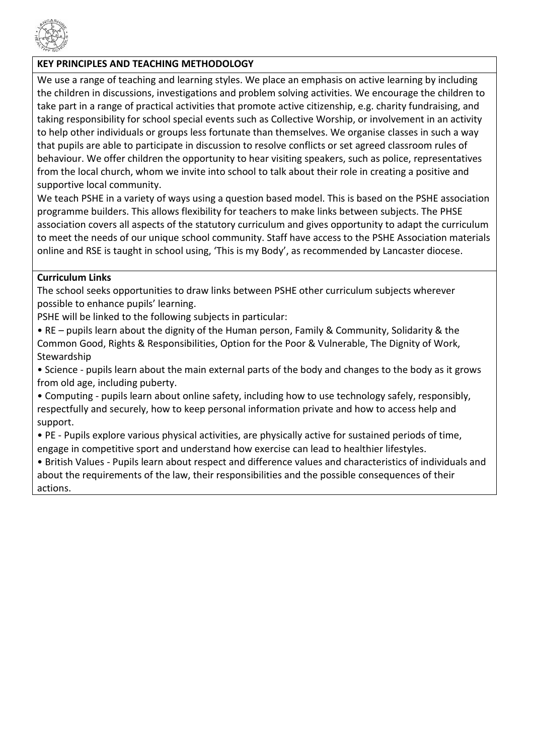## KEY PRINCIPLES AND TEACHING METHODOLOGY

We use a range of teaching and learning styles. We place an emphasis on active learning by including the children in discussions, investigations and problem solving activities. We encourage the children to take part in a range of practical activities that promote active citizenship, e.g. charity fundraising, and taking responsibility for school special events such as Collective Worship, or involvement in an activity to help other individuals or groups less fortunate than themselves. We organise classes in such a way that pupils are able to participate in discussion to resolve conflicts or set agreed classroom rules of behaviour. We offer children the opportunity to hear visiting speakers, such as police, representatives from the local church, whom we invite into school to talk about their role in creating a positive and supportive local community.

We teach PSHE in a variety of ways using a question based model. This is based on the PSHE association programme builders. This allows flexibility for teachers to make links between subjects. The PHSE association covers all aspects of the statutory curriculum and gives opportunity to adapt the curriculum to meet the needs of our unique school community. Staff have access to the PSHE Association materials online and RSE is taught in school using, 'This is my Body', as recommended by Lancaster diocese.

## Curriculum Links

The school seeks opportunities to draw links between PSHE other curriculum subjects wherever possible to enhance pupils' learning.

PSHE will be linked to the following subjects in particular:

- RE – pupils learn about the dignity of the Human person, Family & Community, Solidarity & the Common Good, Rights & Responsibilities, Option for the Poor & Vulnerable, The Dignity of Work, Stewardship
- Science - pupils learn about the main external parts of the body and changes to the body as it grows from old age, including puberty.
- Computing - pupils learn about online safety, including how to use technology safely, responsibly, respectfully and securely, how to keep personal information private and how to access help and support.
- PE - Pupils explore various physical activities, are physically active for sustained periods of time, engage in competitive sport and understand how exercise can lead to healthier lifestyles.
- British Values - Pupils learn about respect and difference values and characteristics of individuals and about the requirements of the law, their responsibilities and the possible consequences of their actions.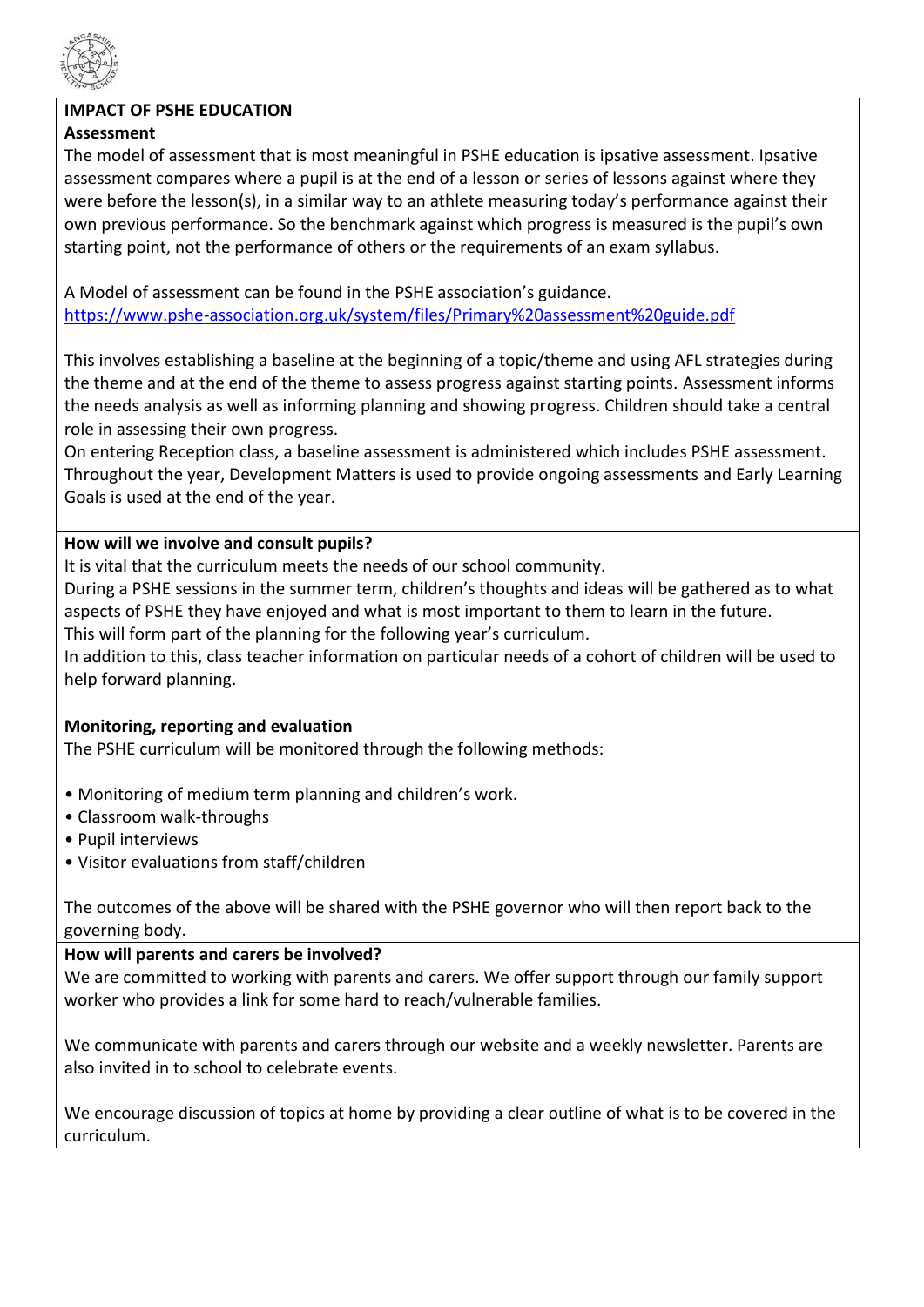## IMPACT OF PSHE EDUCATION

### Assessment

The model of assessment that is most meaningful in PSHE education is ipsative assessment. Ipsative assessment compares where a pupil is at the end of a lesson or series of lessons against where they were before the lesson(s), in a similar way to an athlete measuring today's performance against their own previous performance. So the benchmark against which progress is measured is the pupil's own starting point, not the performance of others or the requirements of an exam syllabus.

A Model of assessment can be found in the PSHE association's guidance.
https://www.pshe-association.org.uk/system/files/Primary%20assessment%20guide.pdf

This involves establishing a baseline at the beginning of a topic/theme and using AFL strategies during the theme and at the end of the theme to assess progress against starting points. Assessment informs the needs analysis as well as informing planning and showing progress. Children should take a central role in assessing their own progress.
On entering Reception class, a baseline assessment is administered which includes PSHE assessment. Throughout the year, Development Matters is used to provide ongoing assessments and Early Learning Goals is used at the end of the year.

### How will we involve and consult pupils?

It is vital that the curriculum meets the needs of our school community.
During a PSHE sessions in the summer term, children's thoughts and ideas will be gathered as to what aspects of PSHE they have enjoyed and what is most important to them to learn in the future.
This will form part of the planning for the following year's curriculum.
In addition to this, class teacher information on particular needs of a cohort of children will be used to help forward planning.

### Monitoring, reporting and evaluation

The PSHE curriculum will be monitored through the following methods:

- Monitoring of medium term planning and children's work.
- Classroom walk-throughs
- Pupil interviews
- Visitor evaluations from staff/children

The outcomes of the above will be shared with the PSHE governor who will then report back to the governing body.

### How will parents and carers be involved?

We are committed to working with parents and carers. We offer support through our family support worker who provides a link for some hard to reach/vulnerable families.

We communicate with parents and carers through our website and a weekly newsletter. Parents are also invited in to school to celebrate events.

We encourage discussion of topics at home by providing a clear outline of what is to be covered in the curriculum.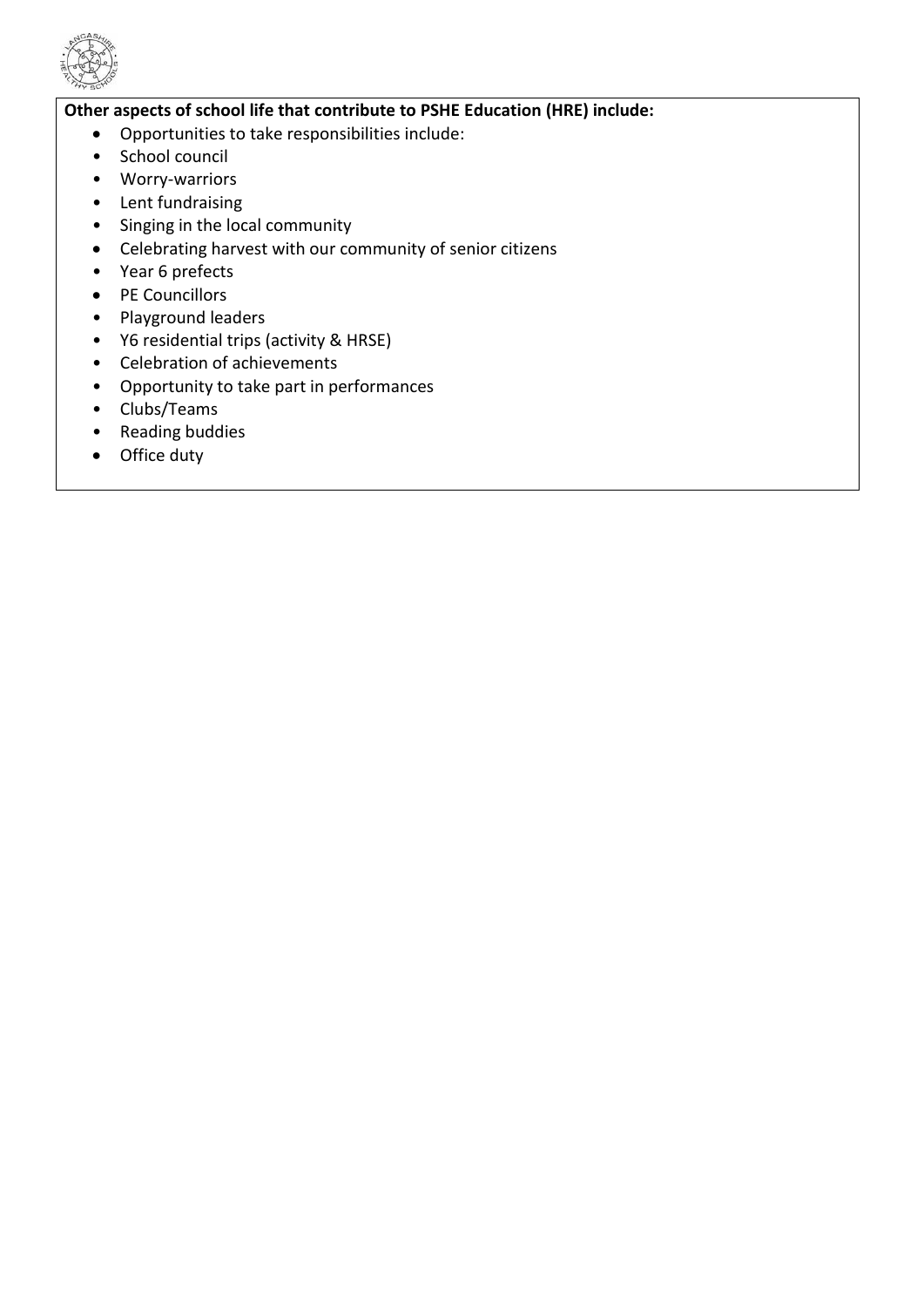**Other aspects of school life that contribute to PSHE Education (HRE) include:**

- Opportunities to take responsibilities include:
- School council
- Worry-warriors
- Lent fundraising
- Singing in the local community
- Celebrating harvest with our community of senior citizens
- Year 6 prefects
- PE Councillors
- Playground leaders
- Y6 residential trips (activity & HRSE)
- Celebration of achievements
- Opportunity to take part in performances
- Clubs/Teams
- Reading buddies
- Office duty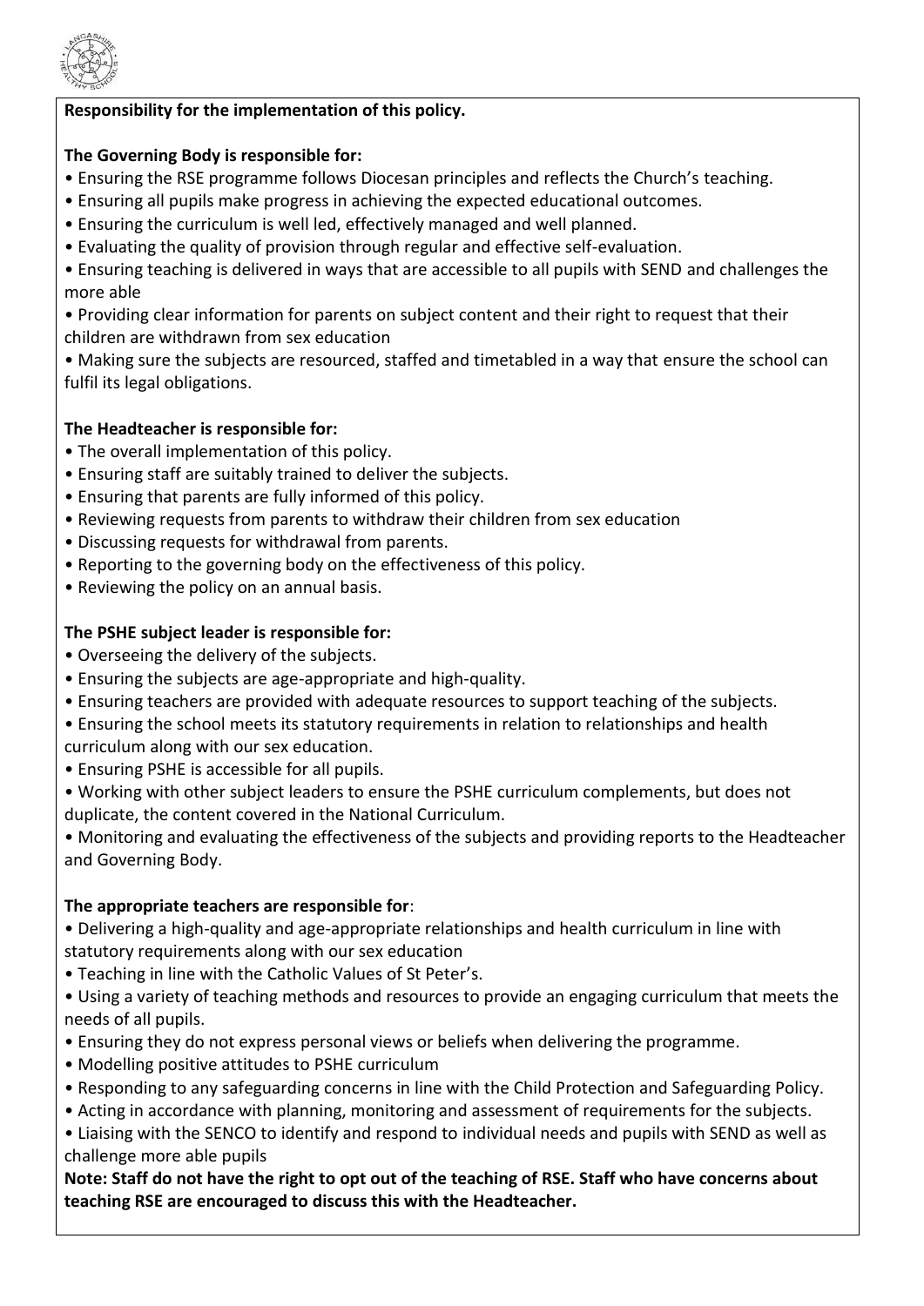**Responsibility for the implementation of this policy.**

**The Governing Body is responsible for:**

- Ensuring the RSE programme follows Diocesan principles and reflects the Church's teaching.
- Ensuring all pupils make progress in achieving the expected educational outcomes.
- Ensuring the curriculum is well led, effectively managed and well planned.
- Evaluating the quality of provision through regular and effective self-evaluation.
- Ensuring teaching is delivered in ways that are accessible to all pupils with SEND and challenges the more able
- Providing clear information for parents on subject content and their right to request that their children are withdrawn from sex education
- Making sure the subjects are resourced, staffed and timetabled in a way that ensure the school can fulfil its legal obligations.

**The Headteacher is responsible for:**

- The overall implementation of this policy.
- Ensuring staff are suitably trained to deliver the subjects.
- Ensuring that parents are fully informed of this policy.
- Reviewing requests from parents to withdraw their children from sex education
- Discussing requests for withdrawal from parents.
- Reporting to the governing body on the effectiveness of this policy.
- Reviewing the policy on an annual basis.

**The PSHE subject leader is responsible for:**

- Overseeing the delivery of the subjects.
- Ensuring the subjects are age-appropriate and high-quality.
- Ensuring teachers are provided with adequate resources to support teaching of the subjects.
- Ensuring the school meets its statutory requirements in relation to relationships and health curriculum along with our sex education.
- Ensuring PSHE is accessible for all pupils.
- Working with other subject leaders to ensure the PSHE curriculum complements, but does not duplicate, the content covered in the National Curriculum.
- Monitoring and evaluating the effectiveness of the subjects and providing reports to the Headteacher and Governing Body.

**The appropriate teachers are responsible for**:

- Delivering a high-quality and age-appropriate relationships and health curriculum in line with statutory requirements along with our sex education
- Teaching in line with the Catholic Values of St Peter's.
- Using a variety of teaching methods and resources to provide an engaging curriculum that meets the needs of all pupils.
- Ensuring they do not express personal views or beliefs when delivering the programme.
- Modelling positive attitudes to PSHE curriculum
- Responding to any safeguarding concerns in line with the Child Protection and Safeguarding Policy.
- Acting in accordance with planning, monitoring and assessment of requirements for the subjects.
- Liaising with the SENCO to identify and respond to individual needs and pupils with SEND as well as challenge more able pupils

**Note: Staff do not have the right to opt out of the teaching of RSE. Staff who have concerns about teaching RSE are encouraged to discuss this with the Headteacher.**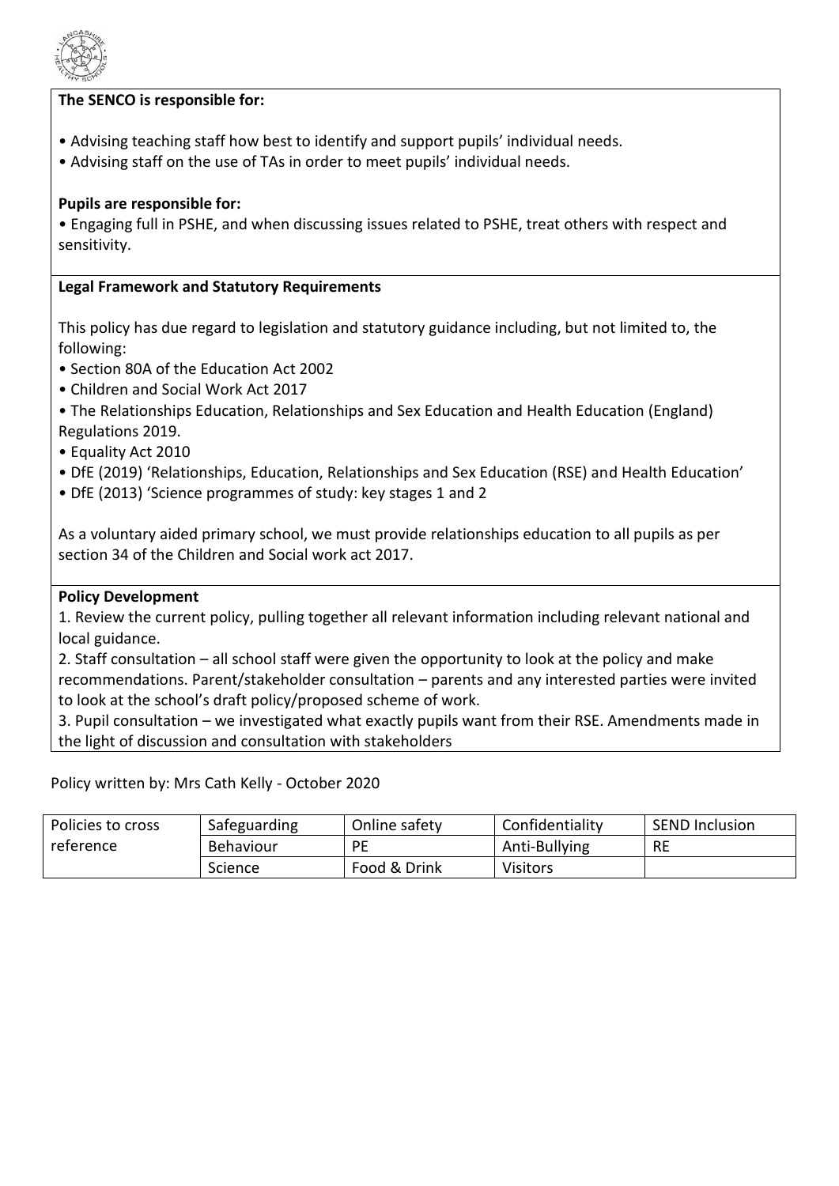**The SENCO is responsible for:**

- Advising teaching staff how best to identify and support pupils' individual needs.
- Advising staff on the use of TAs in order to meet pupils' individual needs.

**Pupils are responsible for:**

- Engaging full in PSHE, and when discussing issues related to PSHE, treat others with respect and sensitivity.

**Legal Framework and Statutory Requirements**

This policy has due regard to legislation and statutory guidance including, but not limited to, the following:

- Section 80A of the Education Act 2002
- Children and Social Work Act 2017
- The Relationships Education, Relationships and Sex Education and Health Education (England) Regulations 2019.
- Equality Act 2010
- DfE (2019) 'Relationships, Education, Relationships and Sex Education (RSE) and Health Education'
- DfE (2013) 'Science programmes of study: key stages 1 and 2

As a voluntary aided primary school, we must provide relationships education to all pupils as per section 34 of the Children and Social work act 2017.

**Policy Development**

1. Review the current policy, pulling together all relevant information including relevant national and local guidance.
2. Staff consultation – all school staff were given the opportunity to look at the policy and make recommendations. Parent/stakeholder consultation – parents and any interested parties were invited to look at the school's draft policy/proposed scheme of work.
3. Pupil consultation – we investigated what exactly pupils want from their RSE. Amendments made in the light of discussion and consultation with stakeholders

Policy written by: Mrs Cath Kelly - October 2020

| | | | | |
|---|---|---|---|---|
| Policies to cross reference | Safeguarding | Online safety | Confidentiality | SEND Inclusion |
| | Behaviour | PE | Anti-Bullying | RE |
| | Science | Food & Drink | Visitors | |